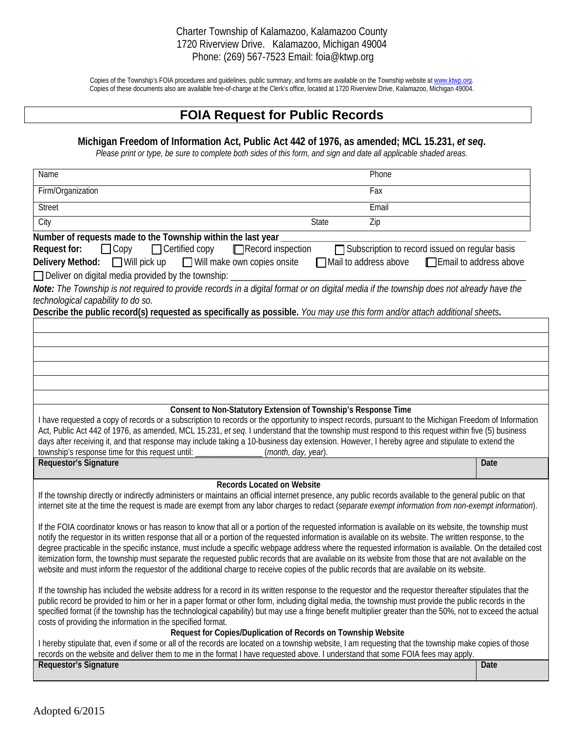Charter Township of Kalamazoo, Kalamazoo County
1720 Riverview Drive. Kalamazoo, Michigan 49004
Phone: (269) 567-7523 Email: foia@ktwp.org

Copies of the Township's FOIA procedures and guidelines, public summary, and forms are available on the Township website at www.ktwp.org. Copies of these documents also are available free-of-charge at the Clerk's office, located at 1720 Riverview Drive, Kalamazoo, Michigan 49004.

# FOIA Request for Public Records

**Michigan Freedom of Information Act, Public Act 442 of 1976, as amended; MCL 15.231, *et seq*.**

*Please print or type, be sure to complete both sides of this form, and sign and date all applicable shaded areas.*

| | | |
|---|---|---|
| Name | | Phone |
| Firm/Organization | | Fax |
| Street | | Email |
| City | State | Zip |

**Number of requests made to the Township within the last year** ____________________

**Request for:** ☐ Copy ☐ Certified copy ☐ Record inspection ☐ Subscription to record issued on regular basis

**Delivery Method:** ☐ Will pick up ☐ Will make own copies onsite ☐ Mail to address above ☐ Email to address above

☐ Deliver on digital media provided by the township: ____________________

***Note:*** *The Township is not required to provide records in a digital format or on digital media if the township does not already have the technological capability to do so.*

**Describe the public record(s) requested as specifically as possible.** *You may use this form and/or attach additional sheets.*

| |
|---|
| |
| |
| |
| |
| |
| |

**Consent to Non-Statutory Extension of Township's Response Time**

I have requested a copy of records or a subscription to records or the opportunity to inspect records, pursuant to the Michigan Freedom of Information Act, Public Act 442 of 1976, as amended, MCL 15.231, *et seq*. I understand that the township must respond to this request within five (5) business days after receiving it, and that response may include taking a 10-business day extension. However, I hereby agree and stipulate to extend the township's response time for this request until: ________________ (*month, day, year*).

| Requestor's Signature | Date |
|---|---|
| | |

**Records Located on Website**

If the township directly or indirectly administers or maintains an official internet presence, any public records available to the general public on that internet site at the time the request is made are exempt from any labor charges to redact (*separate exempt information from non-exempt information*).

If the FOIA coordinator knows or has reason to know that all or a portion of the requested information is available on its website, the township must notify the requestor in its written response that all or a portion of the requested information is available on its website. The written response, to the degree practicable in the specific instance, must include a specific webpage address where the requested information is available. On the detailed cost itemization form, the township must separate the requested public records that are available on its website from those that are not available on the website and must inform the requestor of the additional charge to receive copies of the public records that are available on its website.

If the township has included the website address for a record in its written response to the requestor and the requestor thereafter stipulates that the public record be provided to him or her in a paper format or other form, including digital media, the township must provide the public records in the specified format (if the township has the technological capability) but may use a fringe benefit multiplier greater than the 50%, not to exceed the actual costs of providing the information in the specified format.

**Request for Copies/Duplication of Records on Township Website**

I hereby stipulate that, even if some or all of the records are located on a township website, I am requesting that the township make copies of those records on the website and deliver them to me in the format I have requested above. I understand that some FOIA fees may apply.

| Requestor's Signature | Date |
|---|---|
| | |

Adopted 6/2015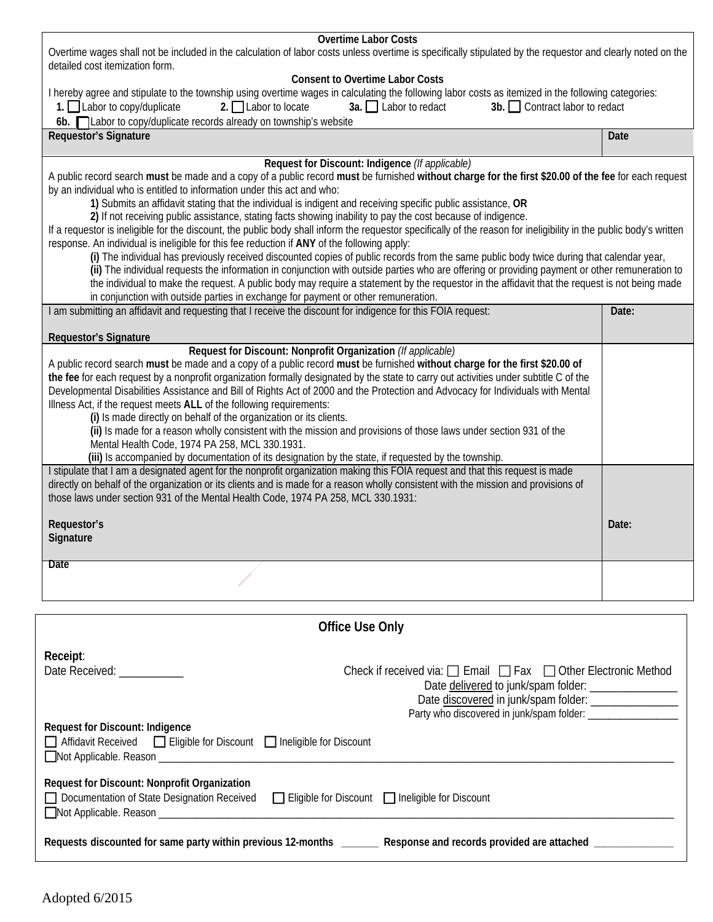**Overtime Labor Costs**

Overtime wages shall not be included in the calculation of labor costs unless overtime is specifically stipulated by the requestor and clearly noted on the detailed cost itemization form.

**Consent to Overtime Labor Costs**

I hereby agree and stipulate to the township using overtime wages in calculating the following labor costs as itemized in the following categories:

**1.** ☐ Labor to copy/duplicate **2.** ☐ Labor to locate **3a.** ☐ Labor to redact **3b.** ☐ Contract labor to redact

**6b.** ☐ Labor to copy/duplicate records already on township's website

| **Requestor's Signature** | **Date** |
|---|---|

**Request for Discount: Indigence** *(If applicable)*

A public record search **must** be made and a copy of a public record **must** be furnished **without charge for the first $20.00 of the fee** for each request by an individual who is entitled to information under this act and who:

**1)** Submits an affidavit stating that the individual is indigent and receiving specific public assistance, **OR**

**2)** If not receiving public assistance, stating facts showing inability to pay the cost because of indigence.

If a requestor is ineligible for the discount, the public body shall inform the requestor specifically of the reason for ineligibility in the public body's written response. An individual is ineligible for this fee reduction if **ANY** of the following apply:

**(i)** The individual has previously received discounted copies of public records from the same public body twice during that calendar year,

**(ii)** The individual requests the information in conjunction with outside parties who are offering or providing payment or other remuneration to the individual to make the request. A public body may require a statement by the requestor in the affidavit that the request is not being made in conjunction with outside parties in exchange for payment or other remuneration.

| I am submitting an affidavit and requesting that I receive the discount for indigence for this FOIA request:<br><br>**Requestor's Signature** | **Date:** |
|---|---|

**Request for Discount: Nonprofit Organization** *(If applicable)*

A public record search **must** be made and a copy of a public record **must** be furnished **without charge for the first $20.00 of the fee** for each request by a nonprofit organization formally designated by the state to carry out activities under subtitle C of the Developmental Disabilities Assistance and Bill of Rights Act of 2000 and the Protection and Advocacy for Individuals with Mental Illness Act, if the request meets **ALL** of the following requirements:

**(i)** Is made directly on behalf of the organization or its clients.

**(ii)** Is made for a reason wholly consistent with the mission and provisions of those laws under section 931 of the Mental Health Code, 1974 PA 258, MCL 330.1931.

**(iii)** Is accompanied by documentation of its designation by the state, if requested by the township.

| I stipulate that I am a designated agent for the nonprofit organization making this FOIA request and that this request is made directly on behalf of the organization or its clients and is made for a reason wholly consistent with the mission and provisions of those laws under section 931 of the Mental Health Code, 1974 PA 258, MCL 330.1931:<br><br>**Requestor's Signature** | **Date:** |
|---|---|
| **Date** | |

**Office Use Only**

**Receipt**:

Date Received: ___________

Check if received via: ☐ Email ☐ Fax ☐ Other Electronic Method

Date delivered to junk/spam folder: _______________

Date discovered in junk/spam folder: _______________

Party who discovered in junk/spam folder: _________________

**Request for Discount: Indigence**

☐ Affidavit Received ☐ Eligible for Discount ☐ Ineligible for Discount

☐Not Applicable. Reason ___________________________________________________________

**Request for Discount: Nonprofit Organization**

☐ Documentation of State Designation Received ☐ Eligible for Discount ☐ Ineligible for Discount

☐Not Applicable. Reason ___________________________________________________________

**Requests discounted for same party within previous 12-months** _______ **Response and records provided are attached** ______________

Adopted 6/2015